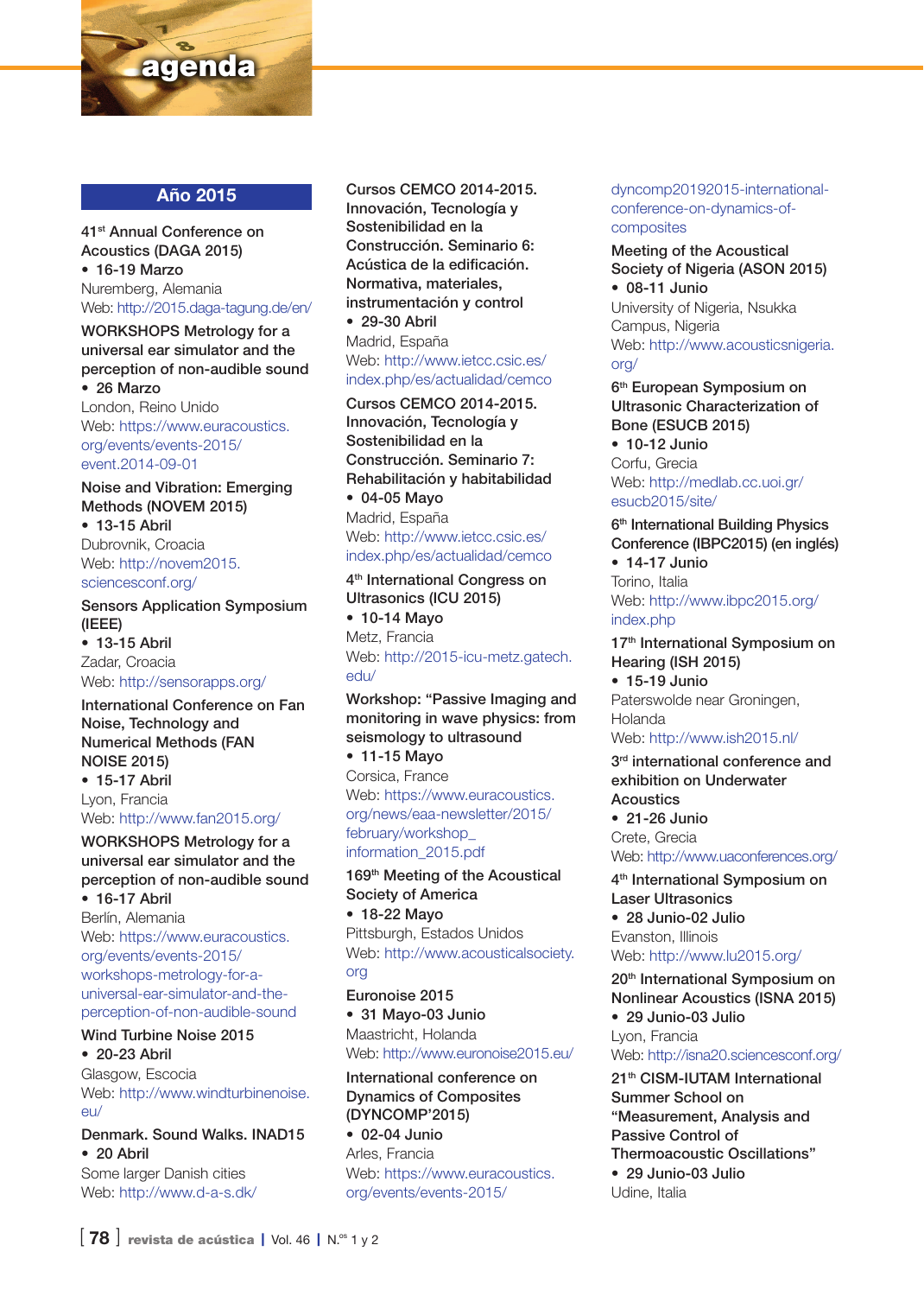# agenda

## Año 2015

**41st Annual Conference on Acoustics (DAGA 2015)**
- **16-19 Marzo**

Nuremberg, Alemania
Web: http://2015.daga-tagung.de/en/

**WORKSHOPS Metrology for a universal ear simulator and the perception of non-audible sound**
- **26 Marzo**

London, Reino Unido
Web: https://www.euracoustics.org/events/events-2015/event.2014-09-01

**Noise and Vibration: Emerging Methods (NOVEM 2015)**
- **13-15 Abril**

Dubrovnik, Croacia
Web: http://novem2015.sciencesconf.org/

**Sensors Application Symposium (IEEE)**
- **13-15 Abril**

Zadar, Croacia
Web: http://sensorapps.org/

**International Conference on Fan Noise, Technology and Numerical Methods (FAN NOISE 2015)**
- **15-17 Abril**

Lyon, Francia
Web: http://www.fan2015.org/

**WORKSHOPS Metrology for a universal ear simulator and the perception of non-audible sound**
- **16-17 Abril**

Berlín, Alemania
Web: https://www.euracoustics.org/events/events-2015/workshops-metrology-for-a-universal-ear-simulator-and-the-perception-of-non-audible-sound

**Wind Turbine Noise 2015**
- **20-23 Abril**

Glasgow, Escocia
Web: http://www.windturbinenoise.eu/

**Denmark. Sound Walks. INAD15**
- **20 Abril**

Some larger Danish cities
Web: http://www.d-a-s.dk/

**Cursos CEMCO 2014-2015. Innovación, Tecnología y Sostenibilidad en la Construcción. Seminario 6: Acústica de la edificación. Normativa, materiales, instrumentación y control**
- **29-30 Abril**

Madrid, España
Web: http://www.ietcc.csic.es/index.php/es/actualidad/cemco

**Cursos CEMCO 2014-2015. Innovación, Tecnología y Sostenibilidad en la Construcción. Seminario 7: Rehabilitación y habitabilidad**
- **04-05 Mayo**

Madrid, España
Web: http://www.ietcc.csic.es/index.php/es/actualidad/cemco

**4th International Congress on Ultrasonics (ICU 2015)**
- **10-14 Mayo**

Metz, Francia
Web: http://2015-icu-metz.gatech.edu/

**Workshop: "Passive Imaging and monitoring in wave physics: from seismology to ultrasound**
- **11-15 Mayo**

Corsica, France
Web: https://www.euracoustics.org/news/eaa-newsletter/2015/february/workshop_information_2015.pdf

**169th Meeting of the Acoustical Society of America**
- **18-22 Mayo**

Pittsburgh, Estados Unidos
Web: http://www.acousticalsociety.org

**Euronoise 2015**
- **31 Mayo-03 Junio**

Maastricht, Holanda
Web: http://www.euronoise2015.eu/

**International conference on Dynamics of Composites (DYNCOMP'2015)**
- **02-04 Junio**

Arles, Francia
Web: https://www.euracoustics.org/events/events-2015/dyncomp20192015-international-conference-on-dynamics-of-composites

**Meeting of the Acoustical Society of Nigeria (ASON 2015)**
- **08-11 Junio**

University of Nigeria, Nsukka Campus, Nigeria
Web: http://www.acousticsnigeria.org/

**6th European Symposium on Ultrasonic Characterization of Bone (ESUCB 2015)**
- **10-12 Junio**

Corfu, Grecia
Web: http://medlab.cc.uoi.gr/esucb2015/site/

**6th International Building Physics Conference (IBPC2015) (en inglés)**
- **14-17 Junio**

Torino, Italia
Web: http://www.ibpc2015.org/index.php

**17th International Symposium on Hearing (ISH 2015)**
- **15-19 Junio**

Paterswolde near Groningen, Holanda
Web: http://www.ish2015.nl/

**3rd international conference and exhibition on Underwater Acoustics**
- **21-26 Junio**

Crete, Grecia
Web: http://www.uaconferences.org/

**4th International Symposium on Laser Ultrasonics**
- **28 Junio-02 Julio**

Evanston, Illinois
Web: http://www.lu2015.org/

**20th International Symposium on Nonlinear Acoustics (ISNA 2015)**
- **29 Junio-03 Julio**

Lyon, Francia
Web: http://isna20.sciencesconf.org/

**21th CISM-IUTAM International Summer School on "Measurement, Analysis and Passive Control of Thermoacoustic Oscillations"**
- **29 Junio-03 Julio**

Udine, Italia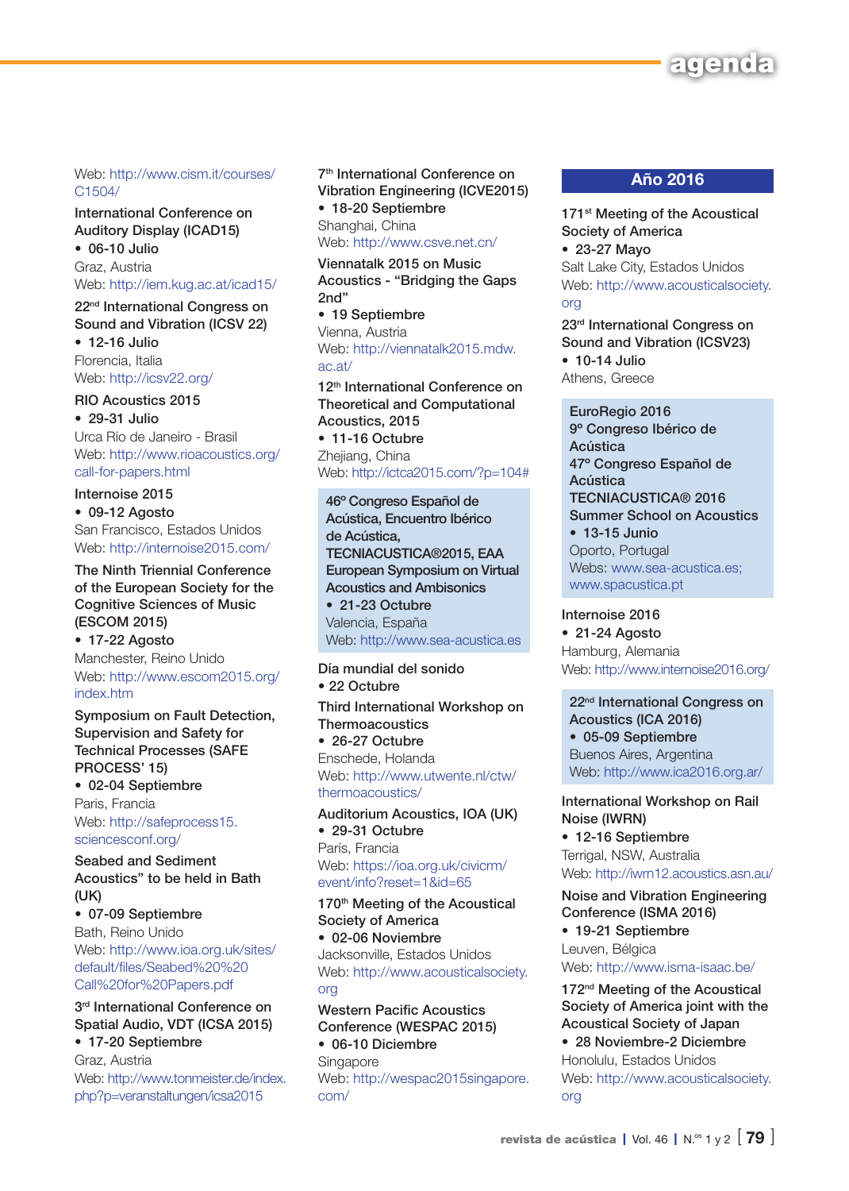# agenda

Web: http://www.cism.it/courses/C1504/

**International Conference on Auditory Display (ICAD15)**
- **06-10 Julio**

Graz, Austria
Web: http://iem.kug.ac.at/icad15/

**22nd International Congress on Sound and Vibration (ICSV 22)**
- **12-16 Julio**

Florencia, Italia
Web: http://icsv22.org/

**RIO Acoustics 2015**
- **29-31 Julio**

Urca Rio de Janeiro - Brasil
Web: http://www.rioacoustics.org/call-for-papers.html

**Internoise 2015**
- **09-12 Agosto**

San Francisco, Estados Unidos
Web: http://internoise2015.com/

**The Ninth Triennial Conference of the European Society for the Cognitive Sciences of Music (ESCOM 2015)**
- **17-22 Agosto**

Manchester, Reino Unido
Web: http://www.escom2015.org/index.htm

**Symposium on Fault Detection, Supervision and Safety for Technical Processes (SAFE PROCESS' 15)**
- **02-04 Septiembre**

Paris, Francia
Web: http://safeprocess15.sciencesconf.org/

**Seabed and Sediment Acoustics" to be held in Bath (UK)**
- **07-09 Septiembre**

Bath, Reino Unido
Web: http://www.ioa.org.uk/sites/default/files/Seabed%20%20Call%20for%20Papers.pdf

**3rd International Conference on Spatial Audio, VDT (ICSA 2015)**
- **17-20 Septiembre**

Graz, Austria
Web: http://www.tonmeister.de/index.php?p=veranstaltungen/icsa2015

**7th International Conference on Vibration Engineering (ICVE2015)**
- **18-20 Septiembre**

Shanghai, China
Web: http://www.csve.net.cn/

**Viennatalk 2015 on Music Acoustics - "Bridging the Gaps 2nd"**
- **19 Septiembre**

Vienna, Austria
Web: http://viennatalk2015.mdw.ac.at/

**12th International Conference on Theoretical and Computational Acoustics, 2015**
- **11-16 Octubre**

Zhejiang, China
Web: http://ictca2015.com/?p=104#

**46º Congreso Español de Acústica, Encuentro Ibérico de Acústica, TECNIACUSTICA®2015, EAA European Symposium on Virtual Acoustics and Ambisonics**
- **21-23 Octubre**

Valencia, España
Web: http://www.sea-acustica.es

**Día mundial del sonido**
- **22 Octubre**

**Third International Workshop on Thermoacoustics**
- **26-27 Octubre**

Enschede, Holanda
Web: http://www.utwente.nl/ctw/thermoacoustics/

**Auditorium Acoustics, IOA (UK)**
- **29-31 Octubre**

París, Francia
Web: https://ioa.org.uk/civicrm/event/info?reset=1&id=65

**170th Meeting of the Acoustical Society of America**
- **02-06 Noviembre**

Jacksonville, Estados Unidos
Web: http://www.acousticalsociety.org

**Western Pacific Acoustics Conference (WESPAC 2015)**
- **06-10 Diciembre**

Singapore
Web: http://wespac2015singapore.com/

## Año 2016

**171st Meeting of the Acoustical Society of America**
- **23-27 Mayo**

Salt Lake City, Estados Unidos
Web: http://www.acousticalsociety.org

**23rd International Congress on Sound and Vibration (ICSV23)**
- **10-14 Julio**

Athens, Greece

**EuroRegio 2016**
**9º Congreso Ibérico de Acústica**
**47º Congreso Español de Acústica**
**TECNIACUSTICA® 2016**
**Summer School on Acoustics**
- **13-15 Junio**

Oporto, Portugal
Webs: www.sea-acustica.es; www.spacustica.pt

**Internoise 2016**
- **21-24 Agosto**

Hamburg, Alemania
Web: http://www.internoise2016.org/

**22nd International Congress on Acoustics (ICA 2016)**
- **05-09 Septiembre**

Buenos Aires, Argentina
Web: http://www.ica2016.org.ar/

**International Workshop on Rail Noise (IWRN)**
- **12-16 Septiembre**

Terrigal, NSW, Australia
Web: http://iwrn12.acoustics.asn.au/

**Noise and Vibration Engineering Conference (ISMA 2016)**
- **19-21 Septiembre**

Leuven, Bélgica
Web: http://www.isma-isaac.be/

**172nd Meeting of the Acoustical Society of America joint with the Acoustical Society of Japan**
- **28 Noviembre-2 Diciembre**

Honolulu, Estados Unidos
Web: http://www.acousticalsociety.org